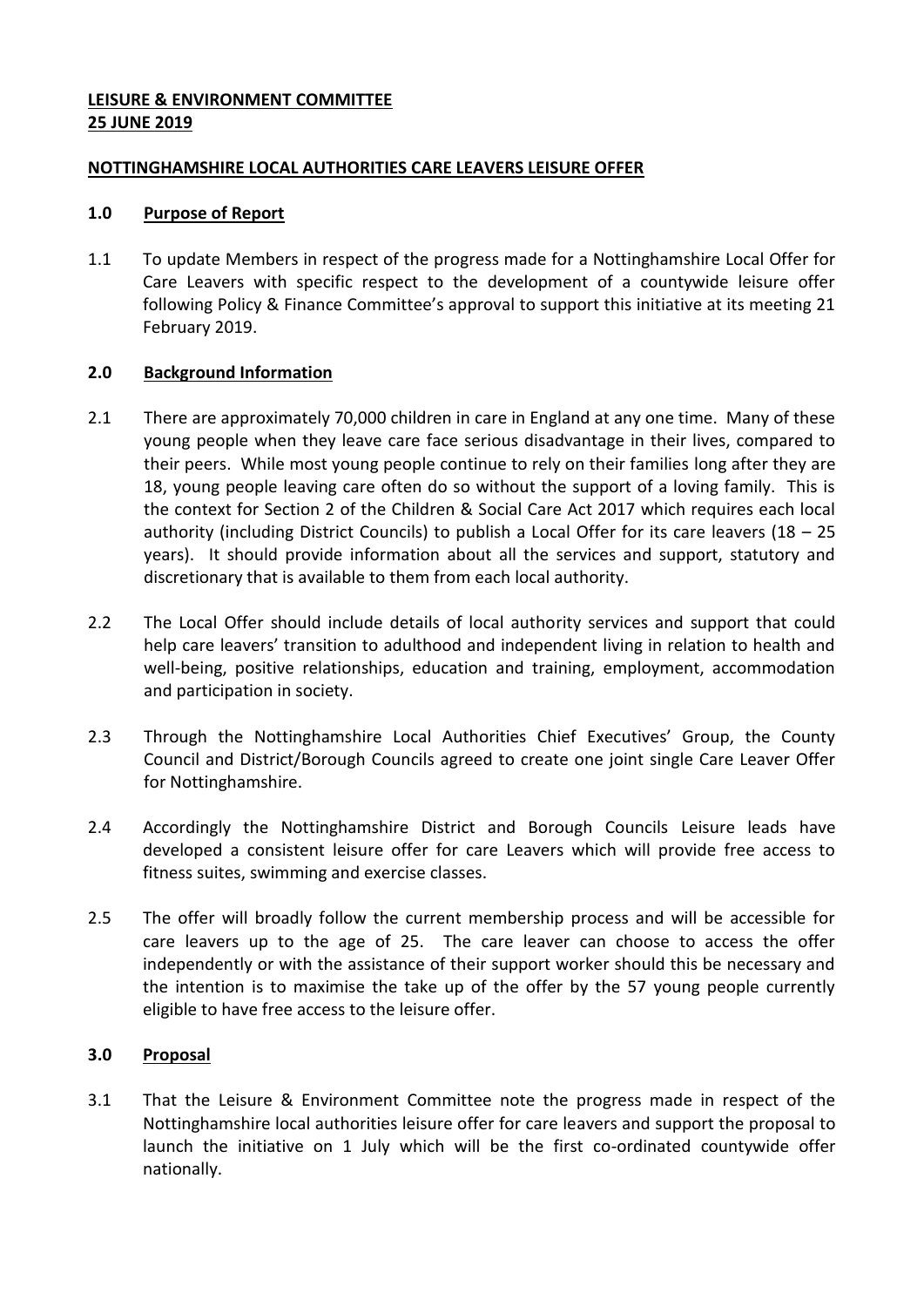**LEISURE & ENVIRONMENT COMMITTEE**
**25 JUNE 2019**

**NOTTINGHAMSHIRE LOCAL AUTHORITIES CARE LEAVERS LEISURE OFFER**

## 1.0 Purpose of Report

1.1 To update Members in respect of the progress made for a Nottinghamshire Local Offer for Care Leavers with specific respect to the development of a countywide leisure offer following Policy & Finance Committee's approval to support this initiative at its meeting 21 February 2019.

## 2.0 Background Information

2.1 There are approximately 70,000 children in care in England at any one time. Many of these young people when they leave care face serious disadvantage in their lives, compared to their peers. While most young people continue to rely on their families long after they are 18, young people leaving care often do so without the support of a loving family. This is the context for Section 2 of the Children & Social Care Act 2017 which requires each local authority (including District Councils) to publish a Local Offer for its care leavers (18 – 25 years). It should provide information about all the services and support, statutory and discretionary that is available to them from each local authority.

2.2 The Local Offer should include details of local authority services and support that could help care leavers' transition to adulthood and independent living in relation to health and well-being, positive relationships, education and training, employment, accommodation and participation in society.

2.3 Through the Nottinghamshire Local Authorities Chief Executives' Group, the County Council and District/Borough Councils agreed to create one joint single Care Leaver Offer for Nottinghamshire.

2.4 Accordingly the Nottinghamshire District and Borough Councils Leisure leads have developed a consistent leisure offer for care Leavers which will provide free access to fitness suites, swimming and exercise classes.

2.5 The offer will broadly follow the current membership process and will be accessible for care leavers up to the age of 25. The care leaver can choose to access the offer independently or with the assistance of their support worker should this be necessary and the intention is to maximise the take up of the offer by the 57 young people currently eligible to have free access to the leisure offer.

## 3.0 Proposal

3.1 That the Leisure & Environment Committee note the progress made in respect of the Nottinghamshire local authorities leisure offer for care leavers and support the proposal to launch the initiative on 1 July which will be the first co-ordinated countywide offer nationally.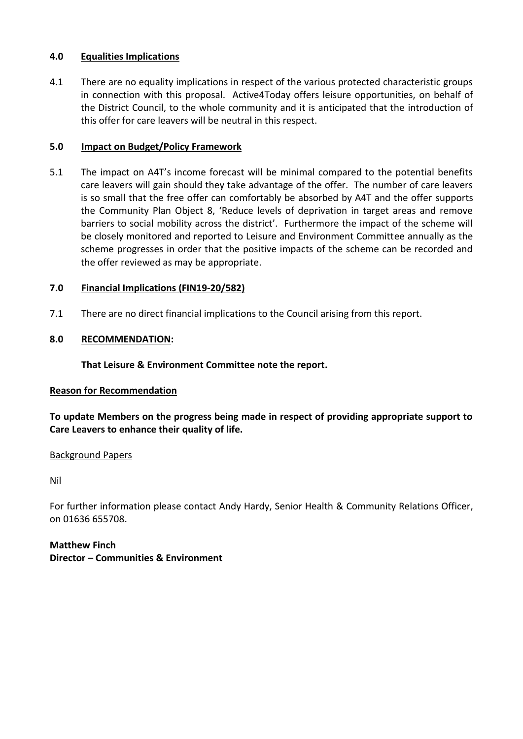## 4.0 Equalities Implications

4.1 There are no equality implications in respect of the various protected characteristic groups in connection with this proposal. Active4Today offers leisure opportunities, on behalf of the District Council, to the whole community and it is anticipated that the introduction of this offer for care leavers will be neutral in this respect.

## 5.0 Impact on Budget/Policy Framework

5.1 The impact on A4T's income forecast will be minimal compared to the potential benefits care leavers will gain should they take advantage of the offer. The number of care leavers is so small that the free offer can comfortably be absorbed by A4T and the offer supports the Community Plan Object 8, 'Reduce levels of deprivation in target areas and remove barriers to social mobility across the district'. Furthermore the impact of the scheme will be closely monitored and reported to Leisure and Environment Committee annually as the scheme progresses in order that the positive impacts of the scheme can be recorded and the offer reviewed as may be appropriate.

## 7.0 Financial Implications (FIN19-20/582)

7.1 There are no direct financial implications to the Council arising from this report.

## 8.0 RECOMMENDATION:

**That Leisure & Environment Committee note the report.**

**Reason for Recommendation**

**To update Members on the progress being made in respect of providing appropriate support to Care Leavers to enhance their quality of life.**

Background Papers

Nil

For further information please contact Andy Hardy, Senior Health & Community Relations Officer, on 01636 655708.

**Matthew Finch**
**Director – Communities & Environment**